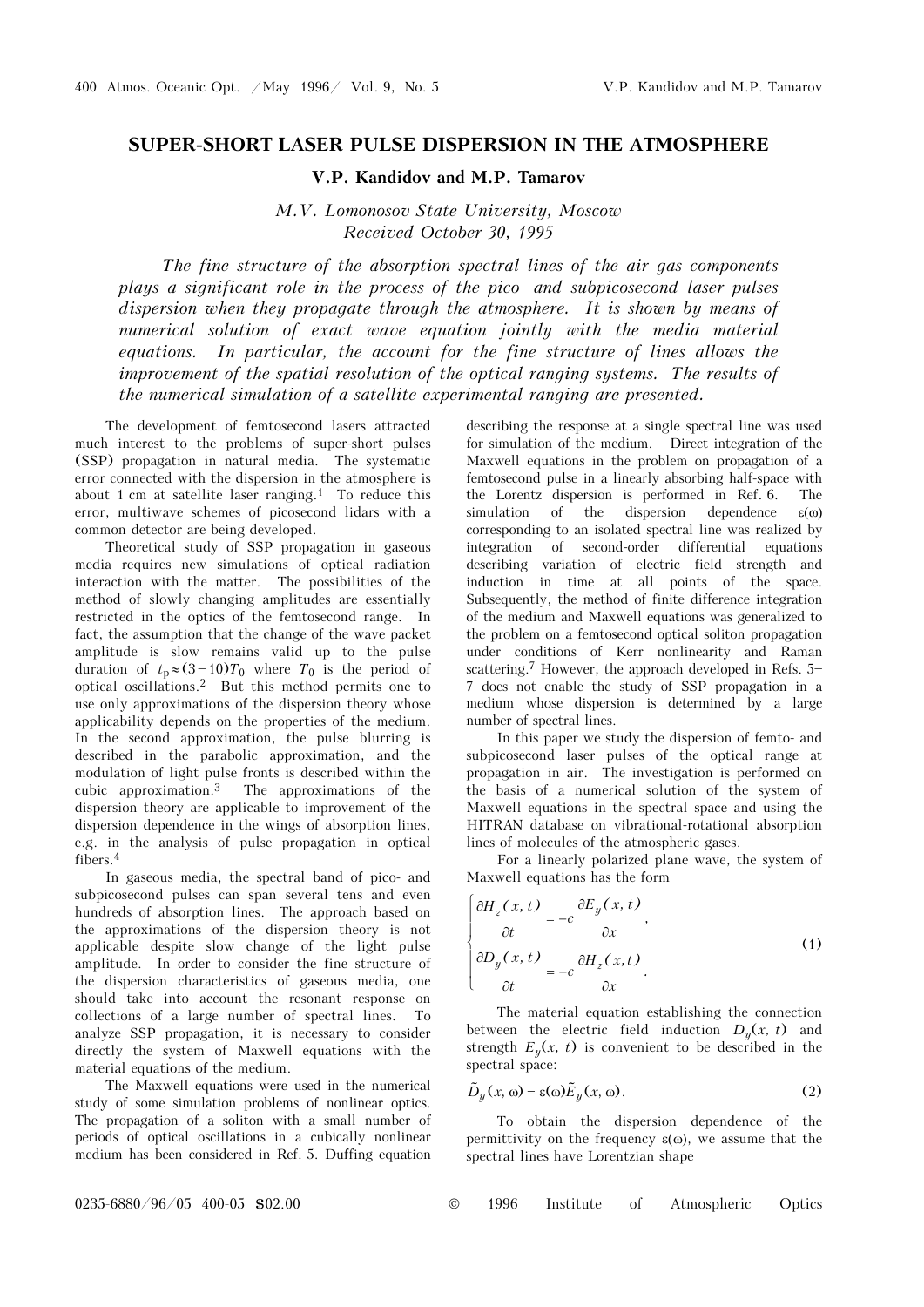# SUPER-SHORT LASER PULSE DISPERSION IN THE ATMOSPHERE

### V.P. Kandidov and M.P. Tamarov

*M.V. Lomonosov State University, Moscow*
*Received October 30, 1995*

*The fine structure of the absorption spectral lines of the air gas components plays a significant role in the process of the pico- and subpicosecond laser pulses dispersion when they propagate through the atmosphere. It is shown by means of numerical solution of exact wave equation jointly with the media material equations. In particular, the account for the fine structure of lines allows the improvement of the spatial resolution of the optical ranging systems. The results of the numerical simulation of a satellite experimental ranging are presented.*

The development of femtosecond lasers attracted much interest to the problems of super-short pulses (SSP) propagation in natural media. The systematic error connected with the dispersion in the atmosphere is about 1 cm at satellite laser ranging.[1] To reduce this error, multiwave schemes of picosecond lidars with a common detector are being developed.

Theoretical study of SSP propagation in gaseous media requires new simulations of optical radiation interaction with the matter. The possibilities of the method of slowly changing amplitudes are essentially restricted in the optics of the femtosecond range. In fact, the assumption that the change of the wave packet amplitude is slow remains valid up to the pulse duration of $t_p \approx (3-10)T_0$ where $T_0$ is the period of optical oscillations.[2] But this method permits one to use only approximations of the dispersion theory whose applicability depends on the properties of the medium. In the second approximation, the pulse blurring is described in the parabolic approximation, and the modulation of light pulse fronts is described within the cubic approximation.[3] The approximations of the dispersion theory are applicable to improvement of the dispersion dependence in the wings of absorption lines, e.g. in the analysis of pulse propagation in optical fibers.[4]

In gaseous media, the spectral band of pico- and subpicosecond pulses can span several tens and even hundreds of absorption lines. The approach based on the approximations of the dispersion theory is not applicable despite slow change of the light pulse amplitude. In order to consider the fine structure of the dispersion characteristics of gaseous media, one should take into account the resonant response on collections of a large number of spectral lines. To analyze SSP propagation, it is necessary to consider directly the system of Maxwell equations with the material equations of the medium.

The Maxwell equations were used in the numerical study of some simulation problems of nonlinear optics. The propagation of a soliton with a small number of periods of optical oscillations in a cubically nonlinear medium has been considered in Ref. 5. Duffing equation describing the response at a single spectral line was used for simulation of the medium. Direct integration of the Maxwell equations in the problem on propagation of a femtosecond pulse in a linearly absorbing half-space with the Lorentz dispersion is performed in Ref. 6. The simulation of the dispersion dependence $\varepsilon(\omega)$ corresponding to an isolated spectral line was realized by integration of second-order differential equations describing variation of electric field strength and induction in time at all points of the space. Subsequently, the method of finite difference integration of the medium and Maxwell equations was generalized to the problem on a femtosecond optical soliton propagation under conditions of Kerr nonlinearity and Raman scattering.[7] However, the approach developed in Refs. 5–7 does not enable the study of SSP propagation in a medium whose dispersion is determined by a large number of spectral lines.

In this paper we study the dispersion of femto- and subpicosecond laser pulses of the optical range at propagation in air. The investigation is performed on the basis of a numerical solution of the system of Maxwell equations in the spectral space and using the HITRAN database on vibrational-rotational absorption lines of molecules of the atmospheric gases.

For a linearly polarized plane wave, the system of Maxwell equations has the form

$$\begin{cases} \dfrac{\partial H_z(x,t)}{\partial t} = -c\dfrac{\partial E_y(x,t)}{\partial x}, \\ \dfrac{\partial D_y(x,t)}{\partial t} = -c\dfrac{\partial H_z(x,t)}{\partial x}. \end{cases} \tag{1}$$

The material equation establishing the connection between the electric field induction $D_y(x, t)$ and strength $E_y(x, t)$ is convenient to be described in the spectral space:

$$\tilde{D}_y(x,\omega) = \varepsilon(\omega)\tilde{E}_y(x,\omega). \tag{2}$$

To obtain the dispersion dependence of the permittivity on the frequency $\varepsilon(\omega)$, we assume that the spectral lines have Lorentzian shape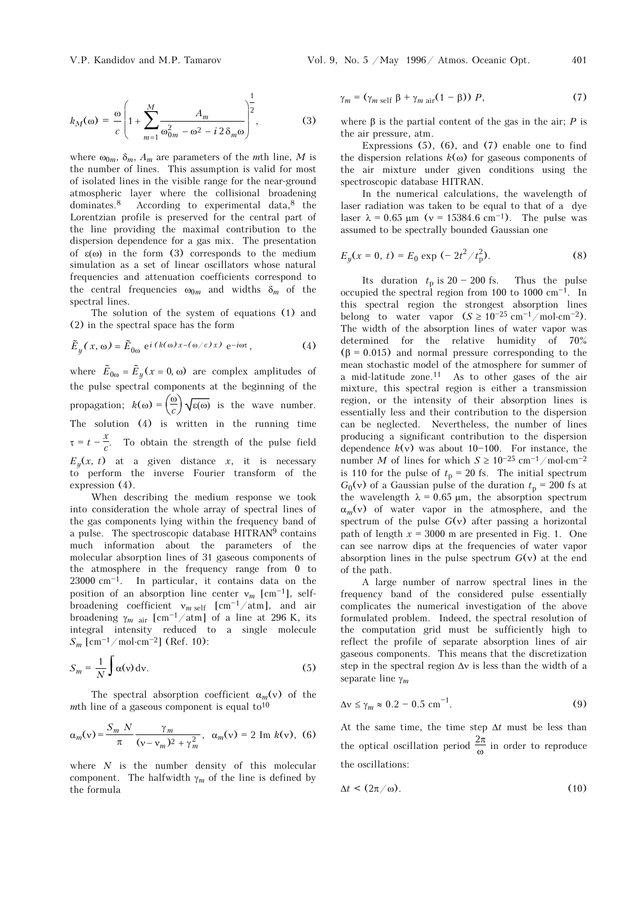$$k_M(\omega) = \frac{\omega}{c}\left(1 + \sum_{m=1}^{M} \frac{A_m}{\omega_{0m}^2 - \omega^2 - i\,2\,\delta_m \omega}\right)^{\frac{1}{2}}, \qquad (3)$$

where $\omega_{0m}$, $\delta_m$, $A_m$ are parameters of the $m$th line, $M$ is the number of lines. This assumption is valid for most of isolated lines in the visible range for the near-ground atmospheric layer where the collisional broadening dominates.[8] According to experimental data,[8] the Lorentzian profile is preserved for the central part of the line providing the maximal contribution to the dispersion dependence for a gas mix. The presentation of $\varepsilon(\omega)$ in the form (3) corresponds to the medium simulation as a set of linear oscillators whose natural frequencies and attenuation coefficients correspond to the central frequencies $\omega_{0m}$ and widths $\delta_m$ of the spectral lines.

The solution of the system of equations (1) and (2) in the spectral space has the form

$$\tilde{E}_y(x, \omega) = \tilde{E}_{0\omega}\, e^{i\,(k(\omega)\,x - (\omega/c)\,x)}\, e^{-i\omega\tau}, \qquad (4)$$

where $\tilde{E}_{0\omega} = \tilde{E}_y(x = 0, \omega)$ are complex amplitudes of the pulse spectral components at the beginning of the propagation; $k(\omega) = \left(\frac{\omega}{c}\right)\sqrt{\varepsilon(\omega)}$ is the wave number. The solution (4) is written in the running time $\tau = t - \frac{x}{c}$. To obtain the strength of the pulse field $E_y(x, t)$ at a given distance $x$, it is necessary to perform the inverse Fourier transform of the expression (4).

When describing the medium response we took into consideration the whole array of spectral lines of the gas components lying within the frequency band of a pulse. The spectroscopic database HITRAN[9] contains much information about the parameters of the molecular absorption lines of 31 gaseous components of the atmosphere in the frequency range from 0 to 23000 $\text{cm}^{-1}$. In particular, it contains data on the position of an absorption line center $\nu_m$ [$\text{cm}^{-1}$], self-broadening coefficient $\nu_{m\ \text{self}}$ [$\text{cm}^{-1}$/atm], and air broadening $\gamma_{m\ \text{air}}$ [$\text{cm}^{-1}$/atm] of a line at 296 K, its integral intensity reduced to a single molecule $S_m$ [$\text{cm}^{-1}$/mol·$\text{cm}^{-2}$] (Ref. 10):

$$S_m = \frac{1}{N}\int \alpha(\nu)\,d\nu. \qquad (5)$$

The spectral absorption coefficient $\alpha_m(\nu)$ of the $m$th line of a gaseous component is equal to[10]

$$\alpha_m(\nu) = \frac{S_m\,N}{\pi}\,\frac{\gamma_m}{(\nu - \nu_m)^2 + \gamma_m^2}, \quad \alpha_m(\nu) = 2\ \text{Im}\ k(\nu), \quad (6)$$

where $N$ is the number density of this molecular component. The halfwidth $\gamma_m$ of the line is defined by the formula

$$\gamma_m = (\gamma_{m\ \text{self}}\ \beta + \gamma_{m\ \text{air}}(1 - \beta))\ P, \qquad (7)$$

where $\beta$ is the partial content of the gas in the air; $P$ is the air pressure, atm.

Expressions (5), (6), and (7) enable one to find the dispersion relations $k(\omega)$ for gaseous components of the air mixture under given conditions using the spectroscopic database HITRAN.

In the numerical calculations, the wavelength of laser radiation was taken to be equal to that of a dye laser $\lambda = 0.65$ μm ($\nu = 15384.6$ $\text{cm}^{-1}$). The pulse was assumed to be spectrally bounded Gaussian one

$$E_y(x = 0, t) = E_0 \exp\,(-2t^2/t_p^2). \qquad (8)$$

Its duration $t_p$ is 20 – 200 fs. Thus the pulse occupied the spectral region from 100 to 1000 $\text{cm}^{-1}$. In this spectral region the strongest absorption lines belong to water vapor ($S \geq 10^{-25}$ $\text{cm}^{-1}$/mol·$\text{cm}^{-2}$). The width of the absorption lines of water vapor was determined for the relative humidity of 70% ($\beta = 0.015$) and normal pressure corresponding to the mean stochastic model of the atmosphere for summer of a mid-latitude zone.[11] As to other gases of the air mixture, this spectral region is either a transmission region, or the intensity of their absorption lines is essentially less and their contribution to the dispersion can be neglected. Nevertheless, the number of lines producing a significant contribution to the dispersion dependence $k(\nu)$ was about 10–100. For instance, the number $M$ of lines for which $S \geq 10^{-25}$ $\text{cm}^{-1}$/mol·$\text{cm}^{-2}$ is 110 for the pulse of $t_p = 20$ fs. The initial spectrum $G_0(\nu)$ of a Gaussian pulse of the duration $t_p = 200$ fs at the wavelength $\lambda = 0.65$ μm, the absorption spectrum $\alpha_m(\nu)$ of water vapor in the atmosphere, and the spectrum of the pulse $G(\nu)$ after passing a horizontal path of length $x = 3000$ m are presented in Fig. 1. One can see narrow dips at the frequencies of water vapor absorption lines in the pulse spectrum $G(\nu)$ at the end of the path.

A large number of narrow spectral lines in the frequency band of the considered pulse essentially complicates the numerical investigation of the above formulated problem. Indeed, the spectral resolution of the computation grid must be sufficiently high to reflect the profile of separate absorption lines of air gaseous components. This means that the discretization step in the spectral region $\Delta\nu$ is less than the width of a separate line $\gamma_m$

$$\Delta\nu \leq \gamma_m \approx 0.2 - 0.5\ \text{cm}^{-1}. \qquad (9)$$

At the same time, the time step $\Delta t$ must be less than the optical oscillation period $\frac{2\pi}{\omega}$ in order to reproduce the oscillations:

$$\Delta t < (2\pi/\omega). \qquad (10)$$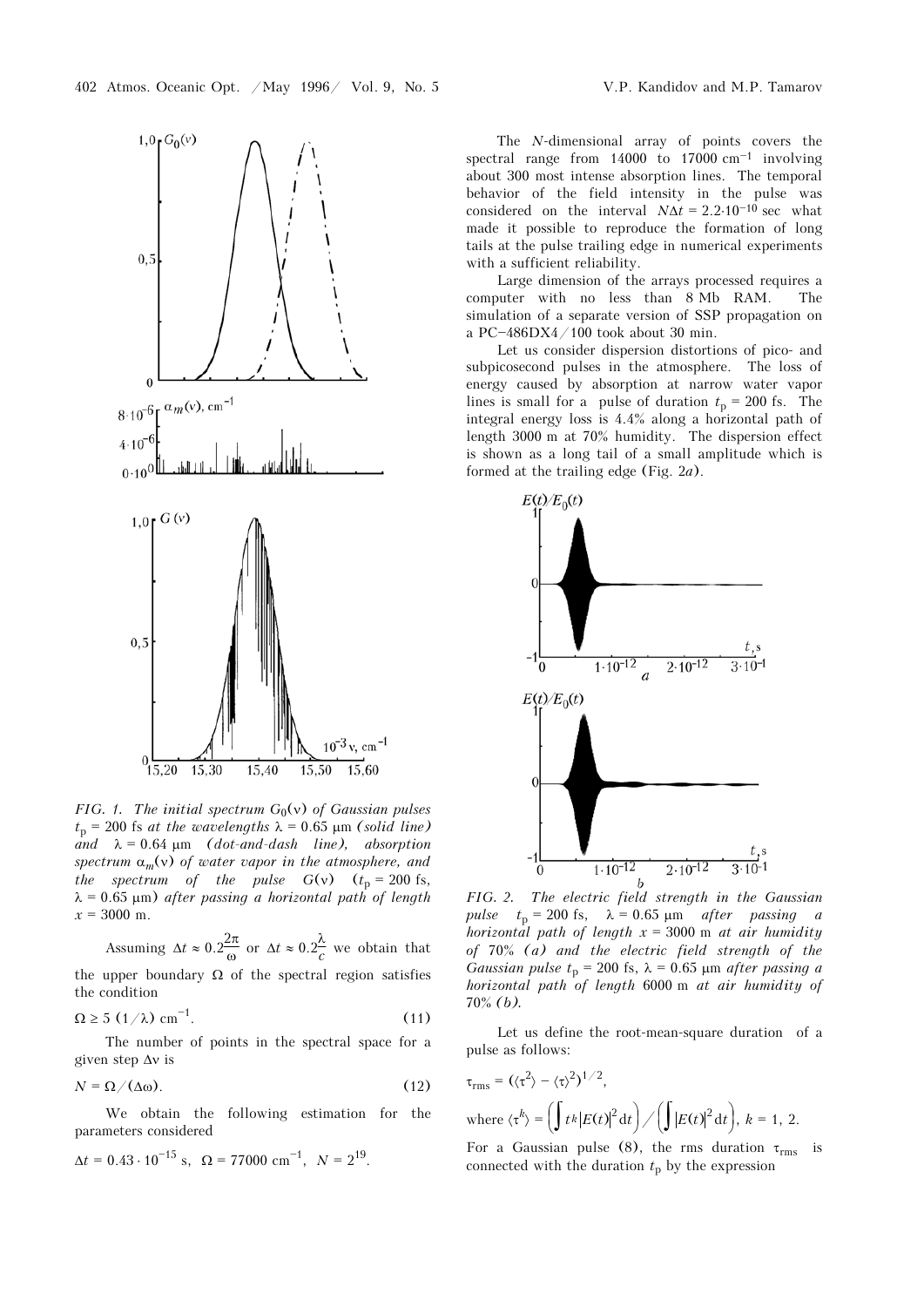*FIG. 1. The initial spectrum $G_0(\nu)$ of Gaussian pulses $t_p$ = 200 fs at the wavelengths $\lambda$ = 0.65 μm (solid line) and $\lambda$ = 0.64 μm (dot-and-dash line), absorption spectrum $\alpha_m(\nu)$ of water vapor in the atmosphere, and the spectrum of the pulse $G(\nu)$ ($t_p$ = 200 fs, $\lambda$ = 0.65 μm) after passing a horizontal path of length $x$ = 3000 m.*

Assuming $\Delta t \approx 0.2\frac{2\pi}{\omega}$ or $\Delta t \approx 0.2\frac{\lambda}{c}$ we obtain that the upper boundary $\Omega$ of the spectral region satisfies the condition

$$\Omega \geq 5\ (1/\lambda)\ \text{cm}^{-1}. \tag{11}$$

The number of points in the spectral space for a given step $\Delta\nu$ is

$$N = \Omega/(\Delta\omega). \tag{12}$$

We obtain the following estimation for the parameters considered

$$\Delta t = 0.43 \cdot 10^{-15}\ \text{s},\ \ \Omega = 77000\ \text{cm}^{-1},\ \ N = 2^{19}.$$

The $N$-dimensional array of points covers the spectral range from 14000 to 17000 cm$^{-1}$ involving about 300 most intense absorption lines. The temporal behavior of the field intensity in the pulse was considered on the interval $N\Delta t = 2.2 \cdot 10^{-10}$ sec what made it possible to reproduce the formation of long tails at the pulse trailing edge in numerical experiments with a sufficient reliability.

Large dimension of the arrays processed requires a computer with no less than 8 Mb RAM. The simulation of a separate version of SSP propagation on a PC–486DX4/100 took about 30 min.

Let us consider dispersion distortions of pico- and subpicosecond pulses in the atmosphere. The loss of energy caused by absorption at narrow water vapor lines is small for a pulse of duration $t_p$ = 200 fs. The integral energy loss is 4.4% along a horizontal path of length 3000 m at 70% humidity. The dispersion effect is shown as a long tail of a small amplitude which is formed at the trailing edge (Fig. 2*a*).

*FIG. 2. The electric field strength in the Gaussian pulse $t_p$ = 200 fs, $\lambda$ = 0.65 μm after passing a horizontal path of length $x$ = 3000 m at air humidity of 70% (a) and the electric field strength of the Gaussian pulse $t_p$ = 200 fs, $\lambda$ = 0.65 μm after passing a horizontal path of length 6000 m at air humidity of 70% (b).*

Let us define the root-mean-square duration of a pulse as follows:

$$\tau_{\text{rms}} = (\langle\tau^2\rangle - \langle\tau\rangle^2)^{1/2},$$

where $\langle\tau^k\rangle = \left(\int t^k |E(t)|^2 \mathrm{d}t\right) \Big/ \left(\int |E(t)|^2 \mathrm{d}t\right)$, $k$ = 1, 2.

For a Gaussian pulse (8), the rms duration $\tau_{\text{rms}}$ is connected with the duration $t_p$ by the expression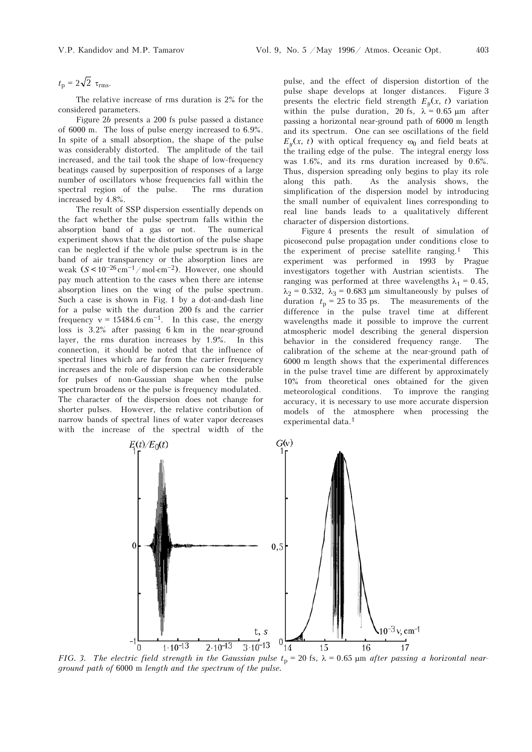$t_p = 2\sqrt{2}\ \tau_{rms}$.

The relative increase of rms duration is 2% for the considered parameters.

Figure 2*b* presents a 200 fs pulse passed a distance of 6000 m. The loss of pulse energy increased to 6.9%. In spite of a small absorption, the shape of the pulse was considerably distorted. The amplitude of the tail increased, and the tail took the shape of low-frequency beatings caused by superposition of responses of a large number of oscillators whose frequencies fall within the spectral region of the pulse. The rms duration increased by 4.8%.

The result of SSP dispersion essentially depends on the fact whether the pulse spectrum falls within the absorption band of a gas or not. The numerical experiment shows that the distortion of the pulse shape can be neglected if the whole pulse spectrum is in the band of air transparency or the absorption lines are weak ($S < 10^{-26}\,\text{cm}^{-1}/\text{mol}\cdot\text{cm}^{-2}$). However, one should pay much attention to the cases when there are intense absorption lines on the wing of the pulse spectrum. Such a case is shown in Fig. 1 by a dot-and-dash line for a pulse with the duration 200 fs and the carrier frequency $\nu = 15484.6\ \text{cm}^{-1}$. In this case, the energy loss is 3.2% after passing 6 km in the near-ground layer, the rms duration increases by 1.9%. In this connection, it should be noted that the influence of spectral lines which are far from the carrier frequency increases and the role of dispersion can be considerable for pulses of non-Gaussian shape when the pulse spectrum broadens or the pulse is frequency modulated. The character of the dispersion does not change for shorter pulses. However, the relative contribution of narrow bands of spectral lines of water vapor decreases with the increase of the spectral width of the pulse, and the effect of dispersion distortion of the pulse shape develops at longer distances. Figure 3 presents the electric field strength $E_y(x, t)$ variation within the pulse duration, 20 fs, $\lambda = 0.65\ \mu\text{m}$ after passing a horizontal near-ground path of 6000 m length and its spectrum. One can see oscillations of the field $E_y(x, t)$ with optical frequency $\omega_0$ and field beats at the trailing edge of the pulse. The integral energy loss was 1.6%, and its rms duration increased by 0.6%. Thus, dispersion spreading only begins to play its role along this path. As the analysis shows, the simplification of the dispersion model by introducing the small number of equivalent lines corresponding to real line bands leads to a qualitatively different character of dispersion distortions.

Figure 4 presents the result of simulation of picosecond pulse propagation under conditions close to the experiment of precise satellite ranging.[1] This experiment was performed in 1993 by Prague investigators together with Austrian scientists. The ranging was performed at three wavelengths $\lambda_1 = 0.45$, $\lambda_2 = 0.532$, $\lambda_3 = 0.683\ \mu\text{m}$ simultaneously by pulses of duration $t_p = 25$ to 35 ps. The measurements of the difference in the pulse travel time at different wavelengths made it possible to improve the current atmospheric model describing the general dispersion behavior in the considered frequency range. The calibration of the scheme at the near-ground path of 6000 m length shows that the experimental differences in the pulse travel time are different by approximately 10% from theoretical ones obtained for the given meteorological conditions. To improve the ranging accuracy, it is necessary to use more accurate dispersion models of the atmosphere when processing the experimental data.[1]

*FIG. 3. The electric field strength in the Gaussian pulse $t_p = 20$ fs, $\lambda = 0.65\ \mu\text{m}$ after passing a horizontal near-ground path of 6000 m length and the spectrum of the pulse.*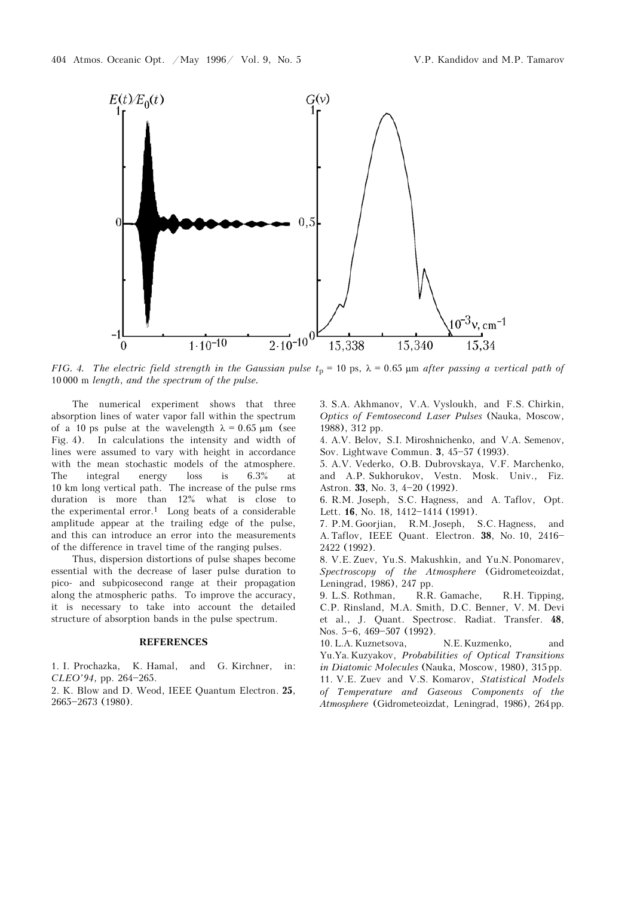$E(t)/E_0(t)$

1

0

−1

0

$1 \cdot 10^{-10}$

$2 \cdot 10^{-10}$

$G(\nu)$

1

0,5

0

15,338

15,340

15,34

$10^{-3}\nu$, cm$^{-1}$

*FIG. 4. The electric field strength in the Gaussian pulse* $t_p$ = 10 ps, $\lambda$ = 0.65 μm *after passing a vertical path of* 10 000 m *length, and the spectrum of the pulse.*

The numerical experiment shows that three absorption lines of water vapor fall within the spectrum of a 10 ps pulse at the wavelength $\lambda$ = 0.65 μm (see Fig. 4). In calculations the intensity and width of lines were assumed to vary with height in accordance with the mean stochastic models of the atmosphere. The integral energy loss is 6.3% at 10 km long vertical path. The increase of the pulse rms duration is more than 12% what is close to the experimental error.[1] Long beats of a considerable amplitude appear at the trailing edge of the pulse, and this can introduce an error into the measurements of the difference in travel time of the ranging pulses.

Thus, dispersion distortions of pulse shapes become essential with the decrease of laser pulse duration to pico- and subpicosecond range at their propagation along the atmospheric paths. To improve the accuracy, it is necessary to take into account the detailed structure of absorption bands in the pulse spectrum.

## REFERENCES

1. I. Prochazka, K. Hamal, and G. Kirchner, in: *CLEO'94*, pp. 264–265.
2. K. Blow and D. Weod, IEEE Quantum Electron. **25**, 2665–2673 (1980).
3. S.A. Akhmanov, V.A. Vysloukh, and F.S. Chirkin, *Optics of Femtosecond Laser Pulses* (Nauka, Moscow, 1988), 312 pp.
4. A.V. Belov, S.I. Miroshnichenko, and V.A. Semenov, Sov. Lightwave Commun. **3**, 45–57 (1993).
5. A.V. Vederko, O.B. Dubrovskaya, V.F. Marchenko, and A.P. Sukhorukov, Vestn. Mosk. Univ., Fiz. Astron. **33**, No. 3, 4–20 (1992).
6. R.M. Joseph, S.C. Hagness, and A. Taflov, Opt. Lett. **16**, No. 18, 1412–1414 (1991).
7. P.M. Goorjian, R.M. Joseph, S.C. Hagness, and A. Taflov, IEEE Quant. Electron. **38**, No. 10, 2416–2422 (1992).
8. V.E. Zuev, Yu.S. Makushkin, and Yu.N. Ponomarev, *Spectroscopy of the Atmosphere* (Gidrometeoizdat, Leningrad, 1986), 247 pp.
9. L.S. Rothman, R.R. Gamache, R.H. Tipping, C.P. Rinsland, M.A. Smith, D.C. Benner, V. M. Devi et al., J. Quant. Spectrosc. Radiat. Transfer. **48**, Nos. 5–6, 469–507 (1992).
10. L.A. Kuznetsova, N.E. Kuzmenko, and Yu.Ya. Kuzyakov, *Probabilities of Optical Transitions in Diatomic Molecules* (Nauka, Moscow, 1980), 315 pp.
11. V.E. Zuev and V.S. Komarov, *Statistical Models of Temperature and Gaseous Components of the Atmosphere* (Gidrometeoizdat, Leningrad, 1986), 264 pp.